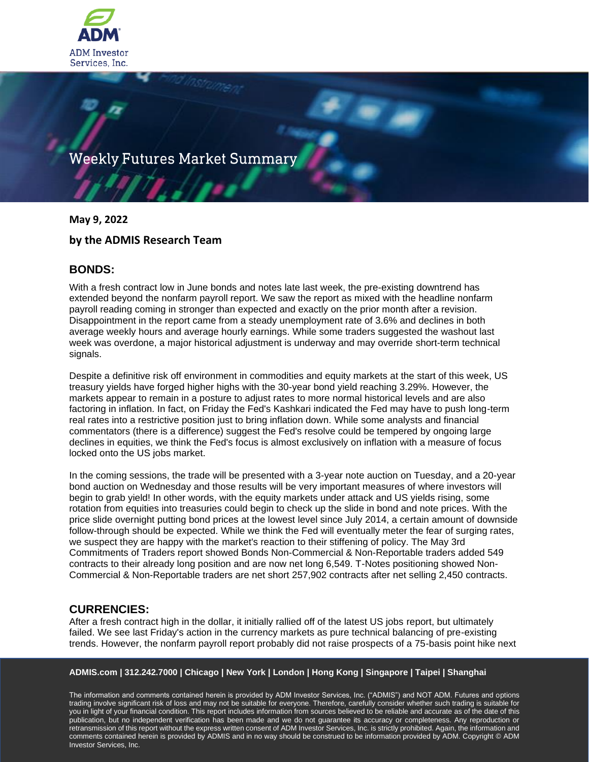ADM Investor Services, Inc.

# Weekly Futures Market Summary

**May 9, 2022**

**by the ADMIS Research Team**

## BONDS:

With a fresh contract low in June bonds and notes late last week, the pre-existing downtrend has extended beyond the nonfarm payroll report. We saw the report as mixed with the headline nonfarm payroll reading coming in stronger than expected and exactly on the prior month after a revision. Disappointment in the report came from a steady unemployment rate of 3.6% and declines in both average weekly hours and average hourly earnings. While some traders suggested the washout last week was overdone, a major historical adjustment is underway and may override short-term technical signals.

Despite a definitive risk off environment in commodities and equity markets at the start of this week, US treasury yields have forged higher highs with the 30-year bond yield reaching 3.29%. However, the markets appear to remain in a posture to adjust rates to more normal historical levels and are also factoring in inflation. In fact, on Friday the Fed's Kashkari indicated the Fed may have to push long-term real rates into a restrictive position just to bring inflation down. While some analysts and financial commentators (there is a difference) suggest the Fed's resolve could be tempered by ongoing large declines in equities, we think the Fed's focus is almost exclusively on inflation with a measure of focus locked onto the US jobs market.

In the coming sessions, the trade will be presented with a 3-year note auction on Tuesday, and a 20-year bond auction on Wednesday and those results will be very important measures of where investors will begin to grab yield! In other words, with the equity markets under attack and US yields rising, some rotation from equities into treasuries could begin to check up the slide in bond and note prices. With the price slide overnight putting bond prices at the lowest level since July 2014, a certain amount of downside follow-through should be expected. While we think the Fed will eventually meter the fear of surging rates, we suspect they are happy with the market's reaction to their stiffening of policy. The May 3rd Commitments of Traders report showed Bonds Non-Commercial & Non-Reportable traders added 549 contracts to their already long position and are now net long 6,549. T-Notes positioning showed Non-Commercial & Non-Reportable traders are net short 257,902 contracts after net selling 2,450 contracts.

## CURRENCIES:

After a fresh contract high in the dollar, it initially rallied off of the latest US jobs report, but ultimately failed. We see last Friday's action in the currency markets as pure technical balancing of pre-existing trends. However, the nonfarm payroll report probably did not raise prospects of a 75-basis point hike next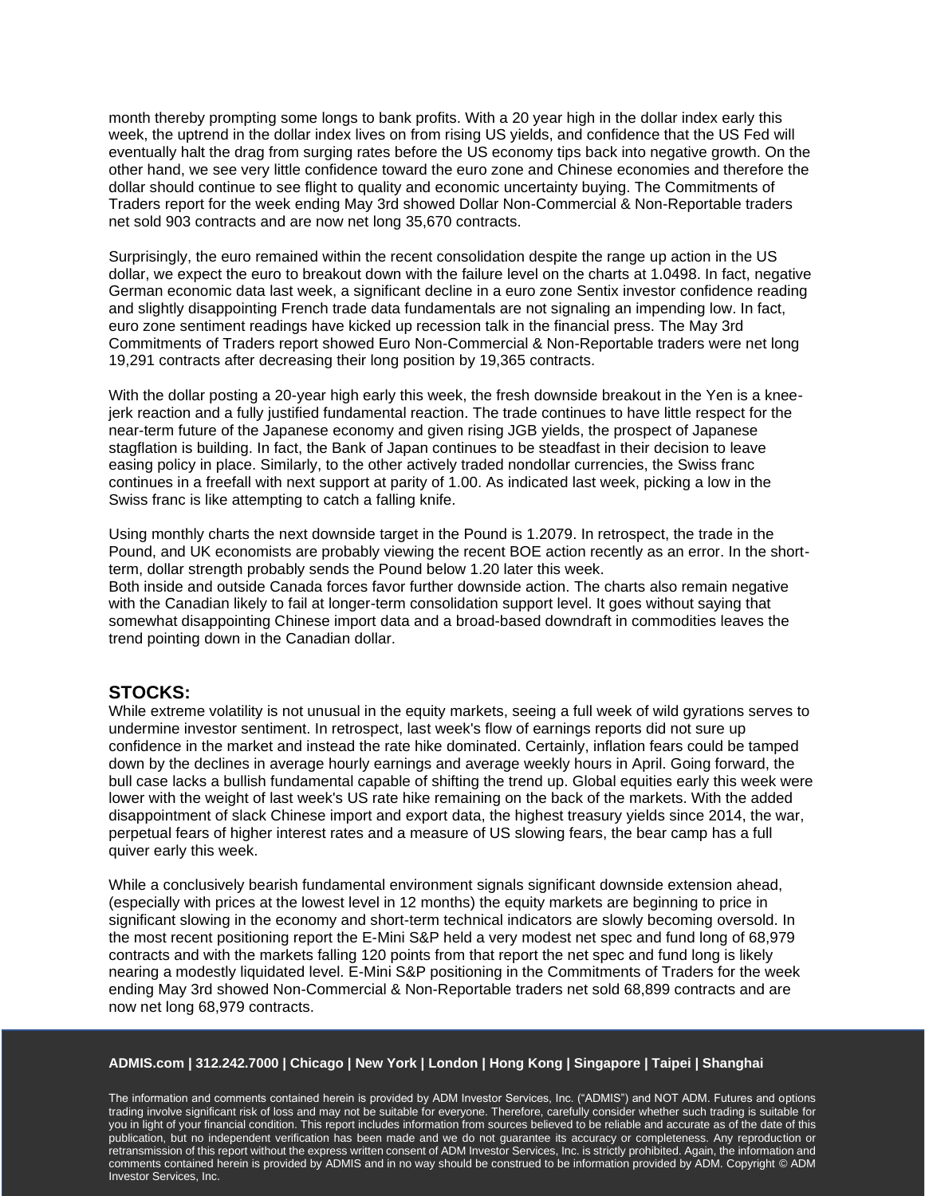month thereby prompting some longs to bank profits. With a 20 year high in the dollar index early this week, the uptrend in the dollar index lives on from rising US yields, and confidence that the US Fed will eventually halt the drag from surging rates before the US economy tips back into negative growth. On the other hand, we see very little confidence toward the euro zone and Chinese economies and therefore the dollar should continue to see flight to quality and economic uncertainty buying. The Commitments of Traders report for the week ending May 3rd showed Dollar Non-Commercial & Non-Reportable traders net sold 903 contracts and are now net long 35,670 contracts.

Surprisingly, the euro remained within the recent consolidation despite the range up action in the US dollar, we expect the euro to breakout down with the failure level on the charts at 1.0498. In fact, negative German economic data last week, a significant decline in a euro zone Sentix investor confidence reading and slightly disappointing French trade data fundamentals are not signaling an impending low. In fact, euro zone sentiment readings have kicked up recession talk in the financial press. The May 3rd Commitments of Traders report showed Euro Non-Commercial & Non-Reportable traders were net long 19,291 contracts after decreasing their long position by 19,365 contracts.

With the dollar posting a 20-year high early this week, the fresh downside breakout in the Yen is a knee-jerk reaction and a fully justified fundamental reaction. The trade continues to have little respect for the near-term future of the Japanese economy and given rising JGB yields, the prospect of Japanese stagflation is building. In fact, the Bank of Japan continues to be steadfast in their decision to leave easing policy in place. Similarly, to the other actively traded nondollar currencies, the Swiss franc continues in a freefall with next support at parity of 1.00. As indicated last week, picking a low in the Swiss franc is like attempting to catch a falling knife.

Using monthly charts the next downside target in the Pound is 1.2079. In retrospect, the trade in the Pound, and UK economists are probably viewing the recent BOE action recently as an error. In the short-term, dollar strength probably sends the Pound below 1.20 later this week.
Both inside and outside Canada forces favor further downside action. The charts also remain negative with the Canadian likely to fail at longer-term consolidation support level. It goes without saying that somewhat disappointing Chinese import data and a broad-based downdraft in commodities leaves the trend pointing down in the Canadian dollar.

## STOCKS:

While extreme volatility is not unusual in the equity markets, seeing a full week of wild gyrations serves to undermine investor sentiment. In retrospect, last week's flow of earnings reports did not sure up confidence in the market and instead the rate hike dominated. Certainly, inflation fears could be tamped down by the declines in average hourly earnings and average weekly hours in April. Going forward, the bull case lacks a bullish fundamental capable of shifting the trend up. Global equities early this week were lower with the weight of last week's US rate hike remaining on the back of the markets. With the added disappointment of slack Chinese import and export data, the highest treasury yields since 2014, the war, perpetual fears of higher interest rates and a measure of US slowing fears, the bear camp has a full quiver early this week.

While a conclusively bearish fundamental environment signals significant downside extension ahead, (especially with prices at the lowest level in 12 months) the equity markets are beginning to price in significant slowing in the economy and short-term technical indicators are slowly becoming oversold. In the most recent positioning report the E-Mini S&P held a very modest net spec and fund long of 68,979 contracts and with the markets falling 120 points from that report the net spec and fund long is likely nearing a modestly liquidated level. E-Mini S&P positioning in the Commitments of Traders for the week ending May 3rd showed Non-Commercial & Non-Reportable traders net sold 68,899 contracts and are now net long 68,979 contracts.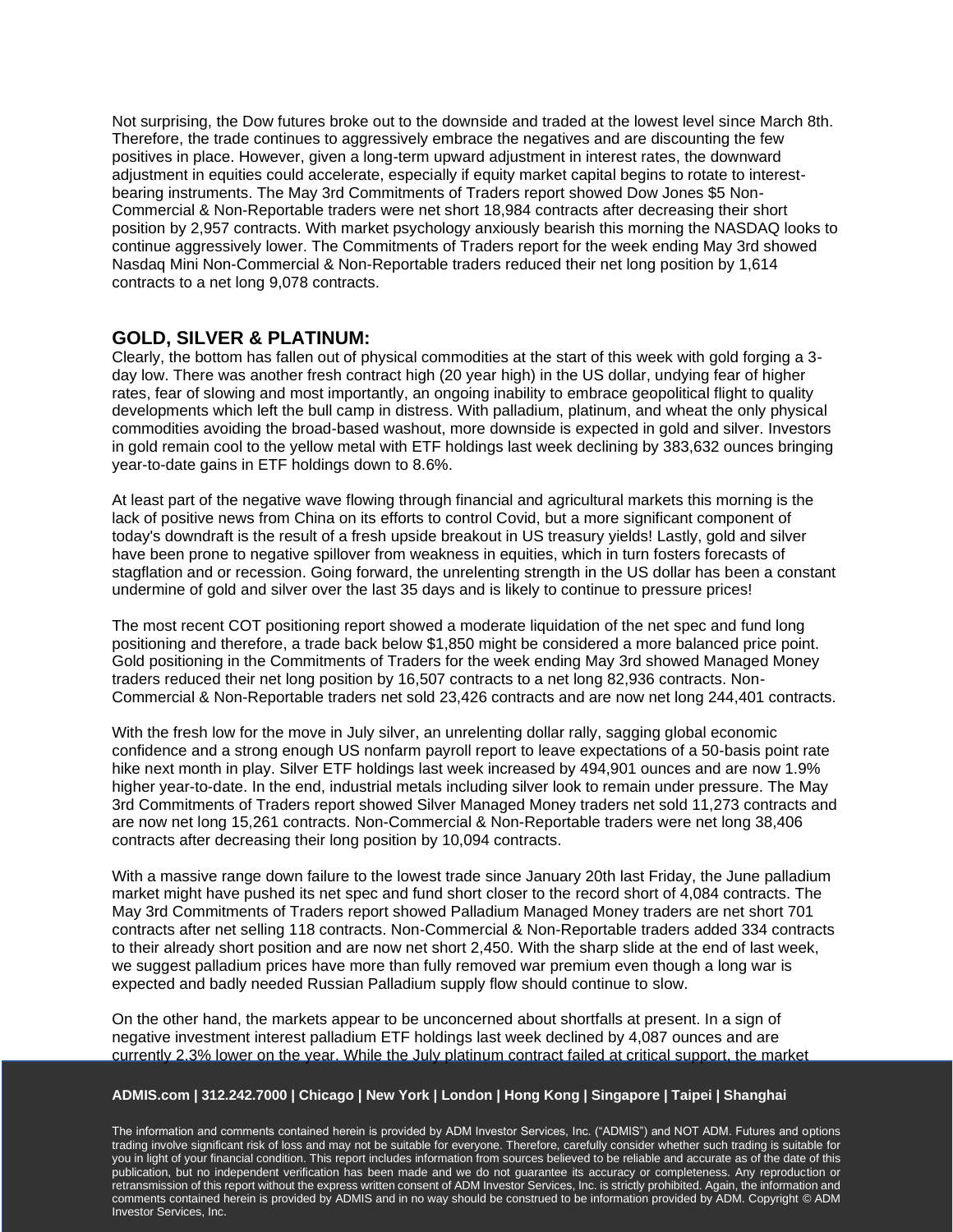Not surprising, the Dow futures broke out to the downside and traded at the lowest level since March 8th. Therefore, the trade continues to aggressively embrace the negatives and are discounting the few positives in place. However, given a long-term upward adjustment in interest rates, the downward adjustment in equities could accelerate, especially if equity market capital begins to rotate to interest-bearing instruments. The May 3rd Commitments of Traders report showed Dow Jones $5 Non-Commercial & Non-Reportable traders were net short 18,984 contracts after decreasing their short position by 2,957 contracts. With market psychology anxiously bearish this morning the NASDAQ looks to continue aggressively lower. The Commitments of Traders report for the week ending May 3rd showed Nasdaq Mini Non-Commercial & Non-Reportable traders reduced their net long position by 1,614 contracts to a net long 9,078 contracts.

## GOLD, SILVER & PLATINUM:

Clearly, the bottom has fallen out of physical commodities at the start of this week with gold forging a 3-day low. There was another fresh contract high (20 year high) in the US dollar, undying fear of higher rates, fear of slowing and most importantly, an ongoing inability to embrace geopolitical flight to quality developments which left the bull camp in distress. With palladium, platinum, and wheat the only physical commodities avoiding the broad-based washout, more downside is expected in gold and silver. Investors in gold remain cool to the yellow metal with ETF holdings last week declining by 383,632 ounces bringing year-to-date gains in ETF holdings down to 8.6%.

At least part of the negative wave flowing through financial and agricultural markets this morning is the lack of positive news from China on its efforts to control Covid, but a more significant component of today's downdraft is the result of a fresh upside breakout in US treasury yields! Lastly, gold and silver have been prone to negative spillover from weakness in equities, which in turn fosters forecasts of stagflation and or recession. Going forward, the unrelenting strength in the US dollar has been a constant undermine of gold and silver over the last 35 days and is likely to continue to pressure prices!

The most recent COT positioning report showed a moderate liquidation of the net spec and fund long positioning and therefore, a trade back below $1,850 might be considered a more balanced price point. Gold positioning in the Commitments of Traders for the week ending May 3rd showed Managed Money traders reduced their net long position by 16,507 contracts to a net long 82,936 contracts. Non-Commercial & Non-Reportable traders net sold 23,426 contracts and are now net long 244,401 contracts.

With the fresh low for the move in July silver, an unrelenting dollar rally, sagging global economic confidence and a strong enough US nonfarm payroll report to leave expectations of a 50-basis point rate hike next month in play. Silver ETF holdings last week increased by 494,901 ounces and are now 1.9% higher year-to-date. In the end, industrial metals including silver look to remain under pressure. The May 3rd Commitments of Traders report showed Silver Managed Money traders net sold 11,273 contracts and are now net long 15,261 contracts. Non-Commercial & Non-Reportable traders were net long 38,406 contracts after decreasing their long position by 10,094 contracts.

With a massive range down failure to the lowest trade since January 20th last Friday, the June palladium market might have pushed its net spec and fund short closer to the record short of 4,084 contracts. The May 3rd Commitments of Traders report showed Palladium Managed Money traders are net short 701 contracts after net selling 118 contracts. Non-Commercial & Non-Reportable traders added 334 contracts to their already short position and are now net short 2,450. With the sharp slide at the end of last week, we suggest palladium prices have more than fully removed war premium even though a long war is expected and badly needed Russian Palladium supply flow should continue to slow.

On the other hand, the markets appear to be unconcerned about shortfalls at present. In a sign of negative investment interest palladium ETF holdings last week declined by 4,087 ounces and are currently 2.3% lower on the year. While the July platinum contract failed at critical support, the market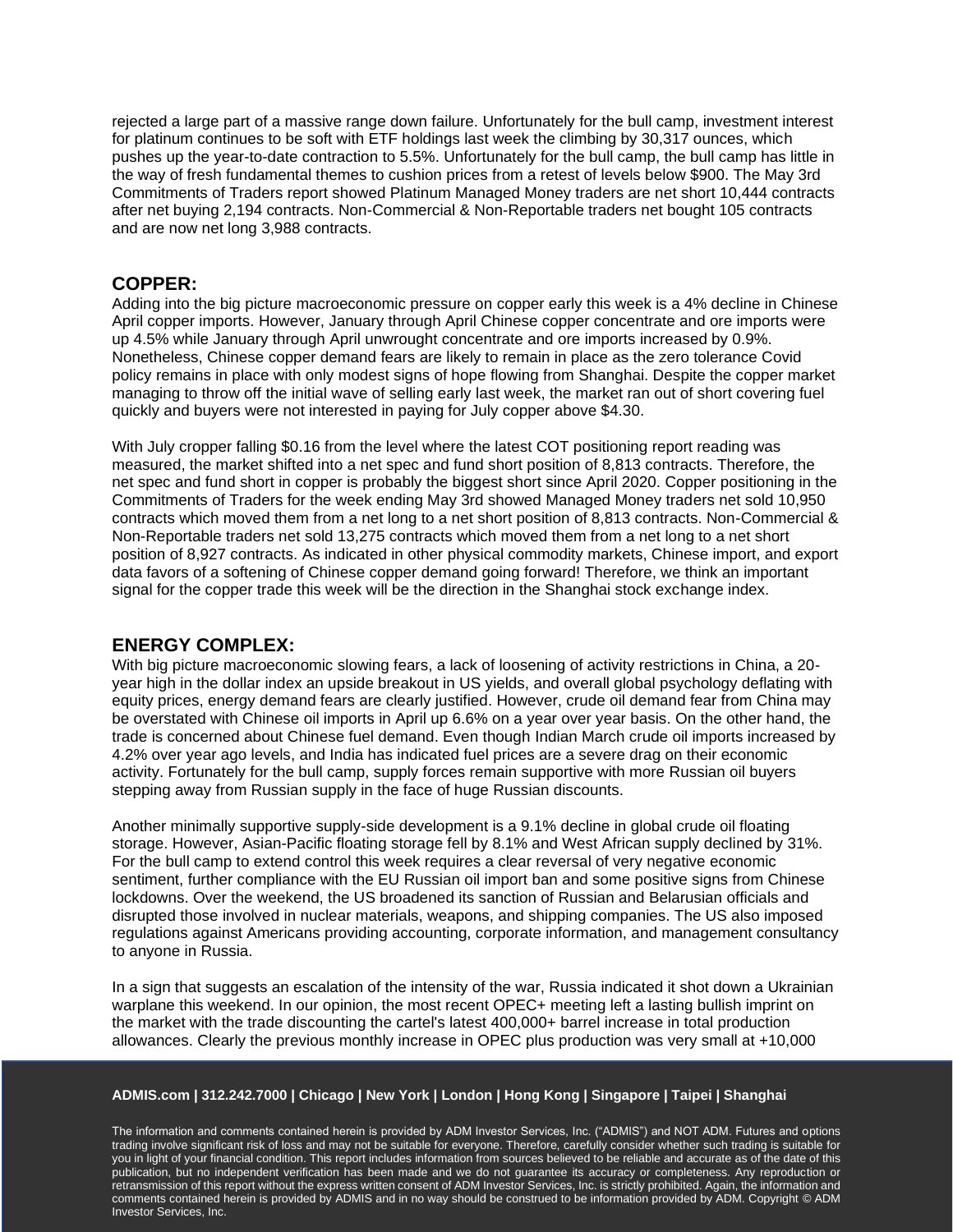rejected a large part of a massive range down failure. Unfortunately for the bull camp, investment interest for platinum continues to be soft with ETF holdings last week the climbing by 30,317 ounces, which pushes up the year-to-date contraction to 5.5%. Unfortunately for the bull camp, the bull camp has little in the way of fresh fundamental themes to cushion prices from a retest of levels below $900. The May 3rd Commitments of Traders report showed Platinum Managed Money traders are net short 10,444 contracts after net buying 2,194 contracts. Non-Commercial & Non-Reportable traders net bought 105 contracts and are now net long 3,988 contracts.

## COPPER:

Adding into the big picture macroeconomic pressure on copper early this week is a 4% decline in Chinese April copper imports. However, January through April Chinese copper concentrate and ore imports were up 4.5% while January through April unwrought concentrate and ore imports increased by 0.9%. Nonetheless, Chinese copper demand fears are likely to remain in place as the zero tolerance Covid policy remains in place with only modest signs of hope flowing from Shanghai. Despite the copper market managing to throw off the initial wave of selling early last week, the market ran out of short covering fuel quickly and buyers were not interested in paying for July copper above $4.30.

With July cropper falling $0.16 from the level where the latest COT positioning report reading was measured, the market shifted into a net spec and fund short position of 8,813 contracts. Therefore, the net spec and fund short in copper is probably the biggest short since April 2020. Copper positioning in the Commitments of Traders for the week ending May 3rd showed Managed Money traders net sold 10,950 contracts which moved them from a net long to a net short position of 8,813 contracts. Non-Commercial & Non-Reportable traders net sold 13,275 contracts which moved them from a net long to a net short position of 8,927 contracts. As indicated in other physical commodity markets, Chinese import, and export data favors of a softening of Chinese copper demand going forward! Therefore, we think an important signal for the copper trade this week will be the direction in the Shanghai stock exchange index.

## ENERGY COMPLEX:

With big picture macroeconomic slowing fears, a lack of loosening of activity restrictions in China, a 20-year high in the dollar index an upside breakout in US yields, and overall global psychology deflating with equity prices, energy demand fears are clearly justified. However, crude oil demand fear from China may be overstated with Chinese oil imports in April up 6.6% on a year over year basis. On the other hand, the trade is concerned about Chinese fuel demand. Even though Indian March crude oil imports increased by 4.2% over year ago levels, and India has indicated fuel prices are a severe drag on their economic activity. Fortunately for the bull camp, supply forces remain supportive with more Russian oil buyers stepping away from Russian supply in the face of huge Russian discounts.

Another minimally supportive supply-side development is a 9.1% decline in global crude oil floating storage. However, Asian-Pacific floating storage fell by 8.1% and West African supply declined by 31%. For the bull camp to extend control this week requires a clear reversal of very negative economic sentiment, further compliance with the EU Russian oil import ban and some positive signs from Chinese lockdowns. Over the weekend, the US broadened its sanction of Russian and Belarusian officials and disrupted those involved in nuclear materials, weapons, and shipping companies. The US also imposed regulations against Americans providing accounting, corporate information, and management consultancy to anyone in Russia.

In a sign that suggests an escalation of the intensity of the war, Russia indicated it shot down a Ukrainian warplane this weekend. In our opinion, the most recent OPEC+ meeting left a lasting bullish imprint on the market with the trade discounting the cartel's latest 400,000+ barrel increase in total production allowances. Clearly the previous monthly increase in OPEC plus production was very small at +10,000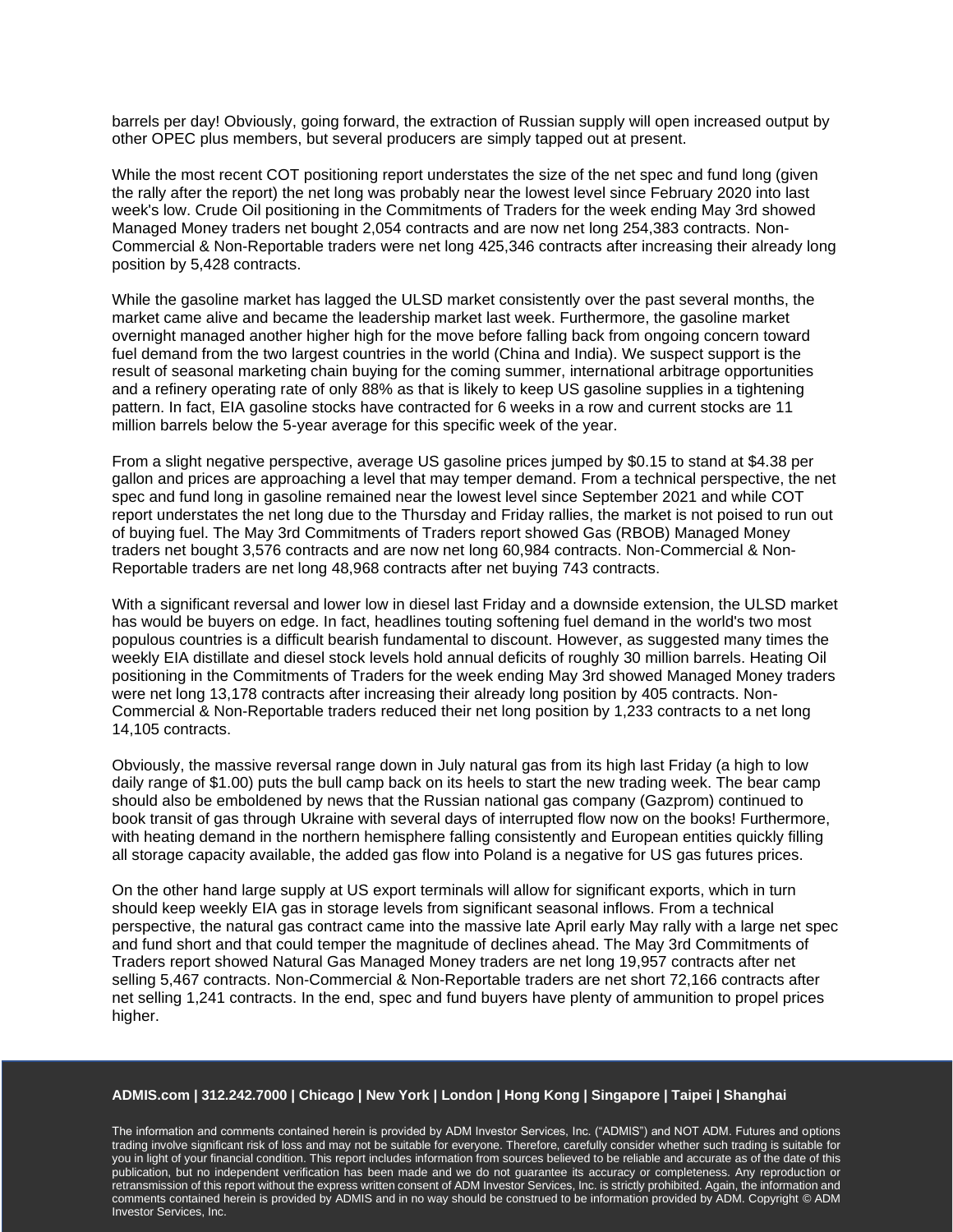barrels per day! Obviously, going forward, the extraction of Russian supply will open increased output by other OPEC plus members, but several producers are simply tapped out at present.

While the most recent COT positioning report understates the size of the net spec and fund long (given the rally after the report) the net long was probably near the lowest level since February 2020 into last week's low. Crude Oil positioning in the Commitments of Traders for the week ending May 3rd showed Managed Money traders net bought 2,054 contracts and are now net long 254,383 contracts. Non-Commercial & Non-Reportable traders were net long 425,346 contracts after increasing their already long position by 5,428 contracts.

While the gasoline market has lagged the ULSD market consistently over the past several months, the market came alive and became the leadership market last week. Furthermore, the gasoline market overnight managed another higher high for the move before falling back from ongoing concern toward fuel demand from the two largest countries in the world (China and India). We suspect support is the result of seasonal marketing chain buying for the coming summer, international arbitrage opportunities and a refinery operating rate of only 88% as that is likely to keep US gasoline supplies in a tightening pattern. In fact, EIA gasoline stocks have contracted for 6 weeks in a row and current stocks are 11 million barrels below the 5-year average for this specific week of the year.

From a slight negative perspective, average US gasoline prices jumped by $0.15 to stand at $4.38 per gallon and prices are approaching a level that may temper demand. From a technical perspective, the net spec and fund long in gasoline remained near the lowest level since September 2021 and while COT report understates the net long due to the Thursday and Friday rallies, the market is not poised to run out of buying fuel. The May 3rd Commitments of Traders report showed Gas (RBOB) Managed Money traders net bought 3,576 contracts and are now net long 60,984 contracts. Non-Commercial & Non-Reportable traders are net long 48,968 contracts after net buying 743 contracts.

With a significant reversal and lower low in diesel last Friday and a downside extension, the ULSD market has would be buyers on edge. In fact, headlines touting softening fuel demand in the world's two most populous countries is a difficult bearish fundamental to discount. However, as suggested many times the weekly EIA distillate and diesel stock levels hold annual deficits of roughly 30 million barrels. Heating Oil positioning in the Commitments of Traders for the week ending May 3rd showed Managed Money traders were net long 13,178 contracts after increasing their already long position by 405 contracts. Non-Commercial & Non-Reportable traders reduced their net long position by 1,233 contracts to a net long 14,105 contracts.

Obviously, the massive reversal range down in July natural gas from its high last Friday (a high to low daily range of $1.00) puts the bull camp back on its heels to start the new trading week. The bear camp should also be emboldened by news that the Russian national gas company (Gazprom) continued to book transit of gas through Ukraine with several days of interrupted flow now on the books! Furthermore, with heating demand in the northern hemisphere falling consistently and European entities quickly filling all storage capacity available, the added gas flow into Poland is a negative for US gas futures prices.

On the other hand large supply at US export terminals will allow for significant exports, which in turn should keep weekly EIA gas in storage levels from significant seasonal inflows. From a technical perspective, the natural gas contract came into the massive late April early May rally with a large net spec and fund short and that could temper the magnitude of declines ahead. The May 3rd Commitments of Traders report showed Natural Gas Managed Money traders are net long 19,957 contracts after net selling 5,467 contracts. Non-Commercial & Non-Reportable traders are net short 72,166 contracts after net selling 1,241 contracts. In the end, spec and fund buyers have plenty of ammunition to propel prices higher.

**ADMIS.com | 312.242.7000 | Chicago | New York | London | Hong Kong | Singapore | Taipei | Shanghai**

The information and comments contained herein is provided by ADM Investor Services, Inc. ("ADMIS") and NOT ADM. Futures and options trading involve significant risk of loss and may not be suitable for everyone. Therefore, carefully consider whether such trading is suitable for you in light of your financial condition. This report includes information from sources believed to be reliable and accurate as of the date of this publication, but no independent verification has been made and we do not guarantee its accuracy or completeness. Any reproduction or retransmission of this report without the express written consent of ADM Investor Services, Inc. is strictly prohibited. Again, the information and comments contained herein is provided by ADMIS and in no way should be construed to be information provided by ADM. Copyright © ADM Investor Services, Inc.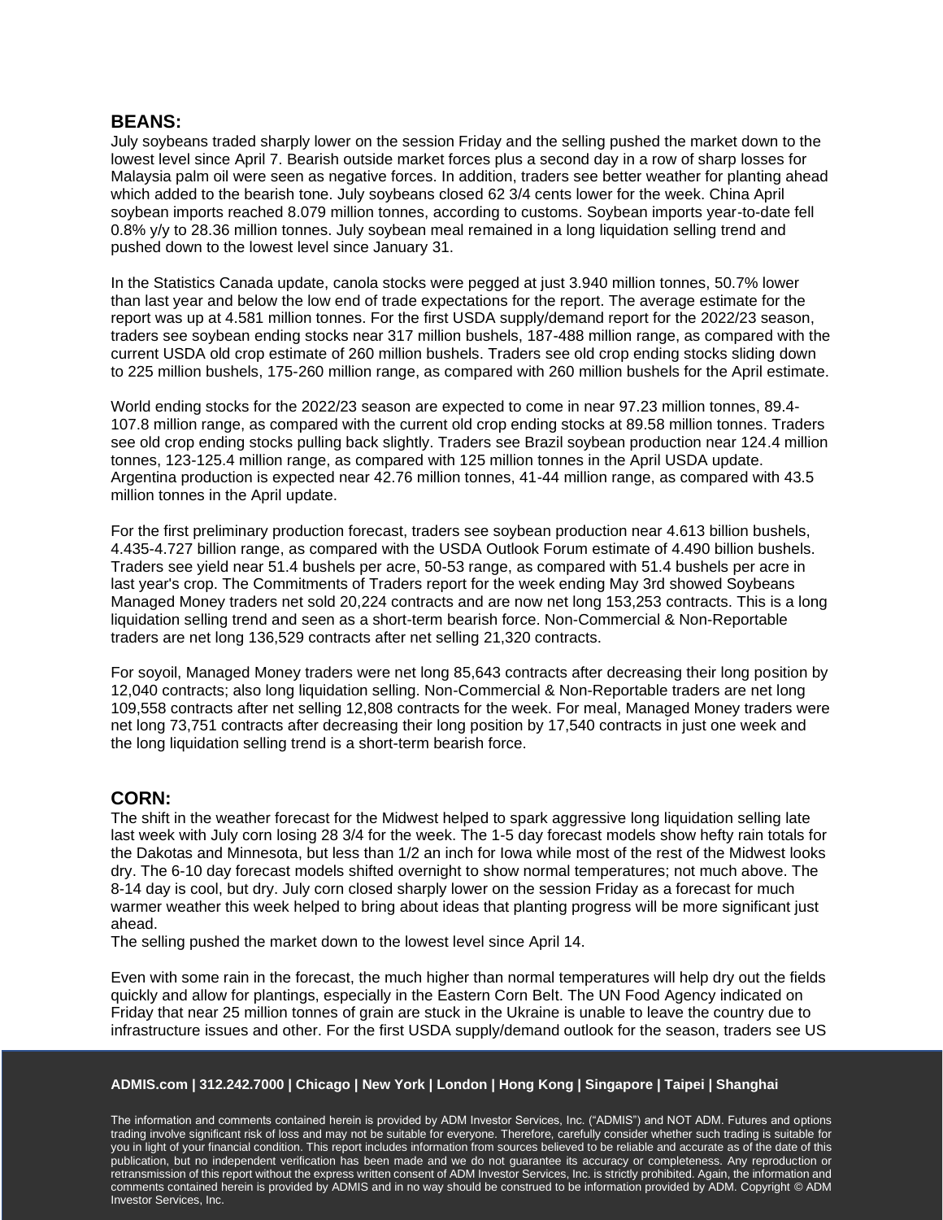## BEANS:

July soybeans traded sharply lower on the session Friday and the selling pushed the market down to the lowest level since April 7. Bearish outside market forces plus a second day in a row of sharp losses for Malaysia palm oil were seen as negative forces. In addition, traders see better weather for planting ahead which added to the bearish tone. July soybeans closed 62 3/4 cents lower for the week. China April soybean imports reached 8.079 million tonnes, according to customs. Soybean imports year-to-date fell 0.8% y/y to 28.36 million tonnes. July soybean meal remained in a long liquidation selling trend and pushed down to the lowest level since January 31.

In the Statistics Canada update, canola stocks were pegged at just 3.940 million tonnes, 50.7% lower than last year and below the low end of trade expectations for the report. The average estimate for the report was up at 4.581 million tonnes. For the first USDA supply/demand report for the 2022/23 season, traders see soybean ending stocks near 317 million bushels, 187-488 million range, as compared with the current USDA old crop estimate of 260 million bushels. Traders see old crop ending stocks sliding down to 225 million bushels, 175-260 million range, as compared with 260 million bushels for the April estimate.

World ending stocks for the 2022/23 season are expected to come in near 97.23 million tonnes, 89.4-107.8 million range, as compared with the current old crop ending stocks at 89.58 million tonnes. Traders see old crop ending stocks pulling back slightly. Traders see Brazil soybean production near 124.4 million tonnes, 123-125.4 million range, as compared with 125 million tonnes in the April USDA update. Argentina production is expected near 42.76 million tonnes, 41-44 million range, as compared with 43.5 million tonnes in the April update.

For the first preliminary production forecast, traders see soybean production near 4.613 billion bushels, 4.435-4.727 billion range, as compared with the USDA Outlook Forum estimate of 4.490 billion bushels. Traders see yield near 51.4 bushels per acre, 50-53 range, as compared with 51.4 bushels per acre in last year's crop. The Commitments of Traders report for the week ending May 3rd showed Soybeans Managed Money traders net sold 20,224 contracts and are now net long 153,253 contracts. This is a long liquidation selling trend and seen as a short-term bearish force. Non-Commercial & Non-Reportable traders are net long 136,529 contracts after net selling 21,320 contracts.

For soyoil, Managed Money traders were net long 85,643 contracts after decreasing their long position by 12,040 contracts; also long liquidation selling. Non-Commercial & Non-Reportable traders are net long 109,558 contracts after net selling 12,808 contracts for the week. For meal, Managed Money traders were net long 73,751 contracts after decreasing their long position by 17,540 contracts in just one week and the long liquidation selling trend is a short-term bearish force.

## CORN:

The shift in the weather forecast for the Midwest helped to spark aggressive long liquidation selling late last week with July corn losing 28 3/4 for the week. The 1-5 day forecast models show hefty rain totals for the Dakotas and Minnesota, but less than 1/2 an inch for Iowa while most of the rest of the Midwest looks dry. The 6-10 day forecast models shifted overnight to show normal temperatures; not much above. The 8-14 day is cool, but dry. July corn closed sharply lower on the session Friday as a forecast for much warmer weather this week helped to bring about ideas that planting progress will be more significant just ahead.

The selling pushed the market down to the lowest level since April 14.

Even with some rain in the forecast, the much higher than normal temperatures will help dry out the fields quickly and allow for plantings, especially in the Eastern Corn Belt. The UN Food Agency indicated on Friday that near 25 million tonnes of grain are stuck in the Ukraine is unable to leave the country due to infrastructure issues and other. For the first USDA supply/demand outlook for the season, traders see US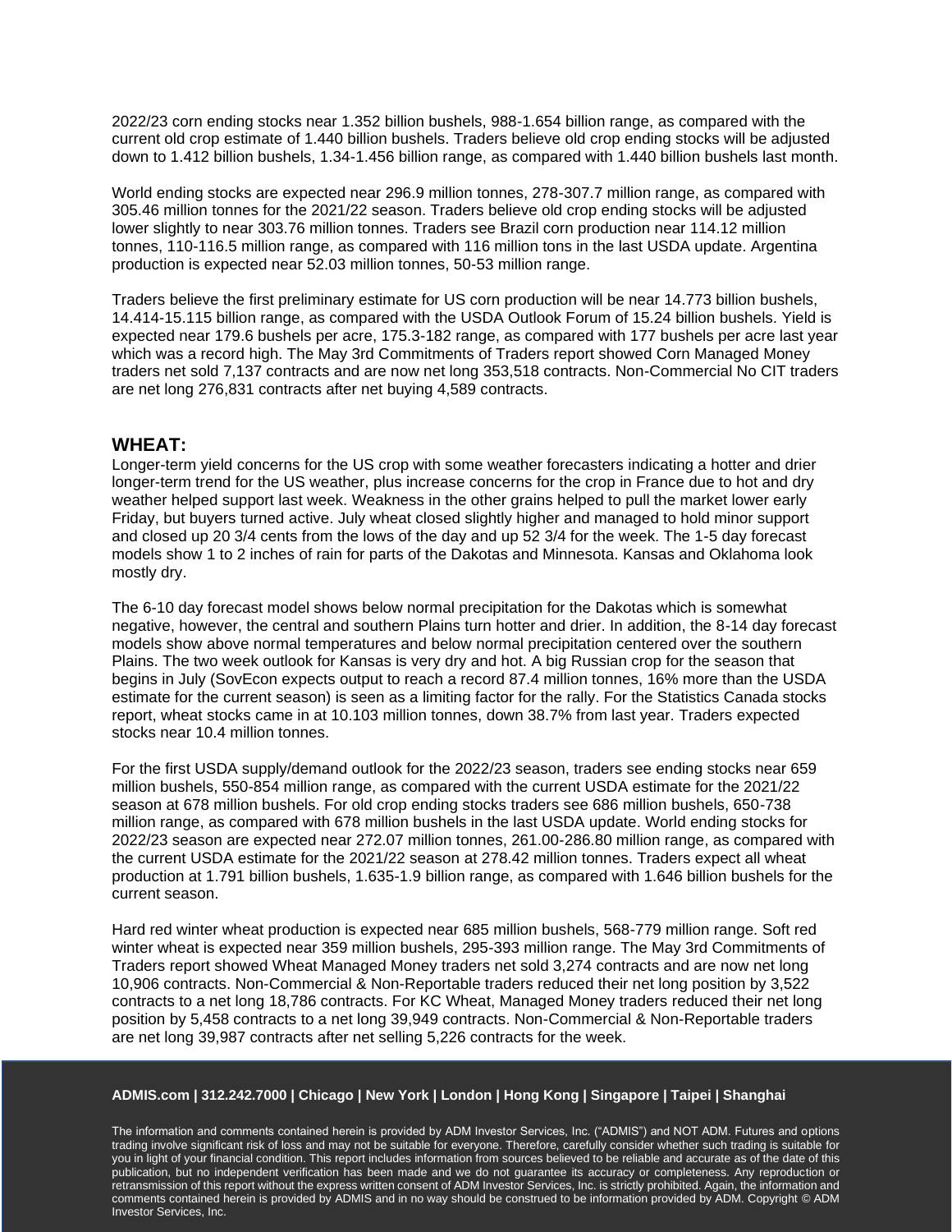2022/23 corn ending stocks near 1.352 billion bushels, 988-1.654 billion range, as compared with the current old crop estimate of 1.440 billion bushels. Traders believe old crop ending stocks will be adjusted down to 1.412 billion bushels, 1.34-1.456 billion range, as compared with 1.440 billion bushels last month.

World ending stocks are expected near 296.9 million tonnes, 278-307.7 million range, as compared with 305.46 million tonnes for the 2021/22 season. Traders believe old crop ending stocks will be adjusted lower slightly to near 303.76 million tonnes. Traders see Brazil corn production near 114.12 million tonnes, 110-116.5 million range, as compared with 116 million tons in the last USDA update. Argentina production is expected near 52.03 million tonnes, 50-53 million range.

Traders believe the first preliminary estimate for US corn production will be near 14.773 billion bushels, 14.414-15.115 billion range, as compared with the USDA Outlook Forum of 15.24 billion bushels. Yield is expected near 179.6 bushels per acre, 175.3-182 range, as compared with 177 bushels per acre last year which was a record high. The May 3rd Commitments of Traders report showed Corn Managed Money traders net sold 7,137 contracts and are now net long 353,518 contracts. Non-Commercial No CIT traders are net long 276,831 contracts after net buying 4,589 contracts.

## WHEAT:

Longer-term yield concerns for the US crop with some weather forecasters indicating a hotter and drier longer-term trend for the US weather, plus increase concerns for the crop in France due to hot and dry weather helped support last week. Weakness in the other grains helped to pull the market lower early Friday, but buyers turned active. July wheat closed slightly higher and managed to hold minor support and closed up 20 3/4 cents from the lows of the day and up 52 3/4 for the week. The 1-5 day forecast models show 1 to 2 inches of rain for parts of the Dakotas and Minnesota. Kansas and Oklahoma look mostly dry.

The 6-10 day forecast model shows below normal precipitation for the Dakotas which is somewhat negative, however, the central and southern Plains turn hotter and drier. In addition, the 8-14 day forecast models show above normal temperatures and below normal precipitation centered over the southern Plains. The two week outlook for Kansas is very dry and hot. A big Russian crop for the season that begins in July (SovEcon expects output to reach a record 87.4 million tonnes, 16% more than the USDA estimate for the current season) is seen as a limiting factor for the rally. For the Statistics Canada stocks report, wheat stocks came in at 10.103 million tonnes, down 38.7% from last year. Traders expected stocks near 10.4 million tonnes.

For the first USDA supply/demand outlook for the 2022/23 season, traders see ending stocks near 659 million bushels, 550-854 million range, as compared with the current USDA estimate for the 2021/22 season at 678 million bushels. For old crop ending stocks traders see 686 million bushels, 650-738 million range, as compared with 678 million bushels in the last USDA update. World ending stocks for 2022/23 season are expected near 272.07 million tonnes, 261.00-286.80 million range, as compared with the current USDA estimate for the 2021/22 season at 278.42 million tonnes. Traders expect all wheat production at 1.791 billion bushels, 1.635-1.9 billion range, as compared with 1.646 billion bushels for the current season.

Hard red winter wheat production is expected near 685 million bushels, 568-779 million range. Soft red winter wheat is expected near 359 million bushels, 295-393 million range. The May 3rd Commitments of Traders report showed Wheat Managed Money traders net sold 3,274 contracts and are now net long 10,906 contracts. Non-Commercial & Non-Reportable traders reduced their net long position by 3,522 contracts to a net long 18,786 contracts. For KC Wheat, Managed Money traders reduced their net long position by 5,458 contracts to a net long 39,949 contracts. Non-Commercial & Non-Reportable traders are net long 39,987 contracts after net selling 5,226 contracts for the week.

**ADMIS.com | 312.242.7000 | Chicago | New York | London | Hong Kong | Singapore | Taipei | Shanghai**

The information and comments contained herein is provided by ADM Investor Services, Inc. ("ADMIS") and NOT ADM. Futures and options trading involve significant risk of loss and may not be suitable for everyone. Therefore, carefully consider whether such trading is suitable for you in light of your financial condition. This report includes information from sources believed to be reliable and accurate as of the date of this publication, but no independent verification has been made and we do not guarantee its accuracy or completeness. Any reproduction or retransmission of this report without the express written consent of ADM Investor Services, Inc. is strictly prohibited. Again, the information and comments contained herein is provided by ADMIS and in no way should be construed to be information provided by ADM. Copyright © ADM Investor Services, Inc.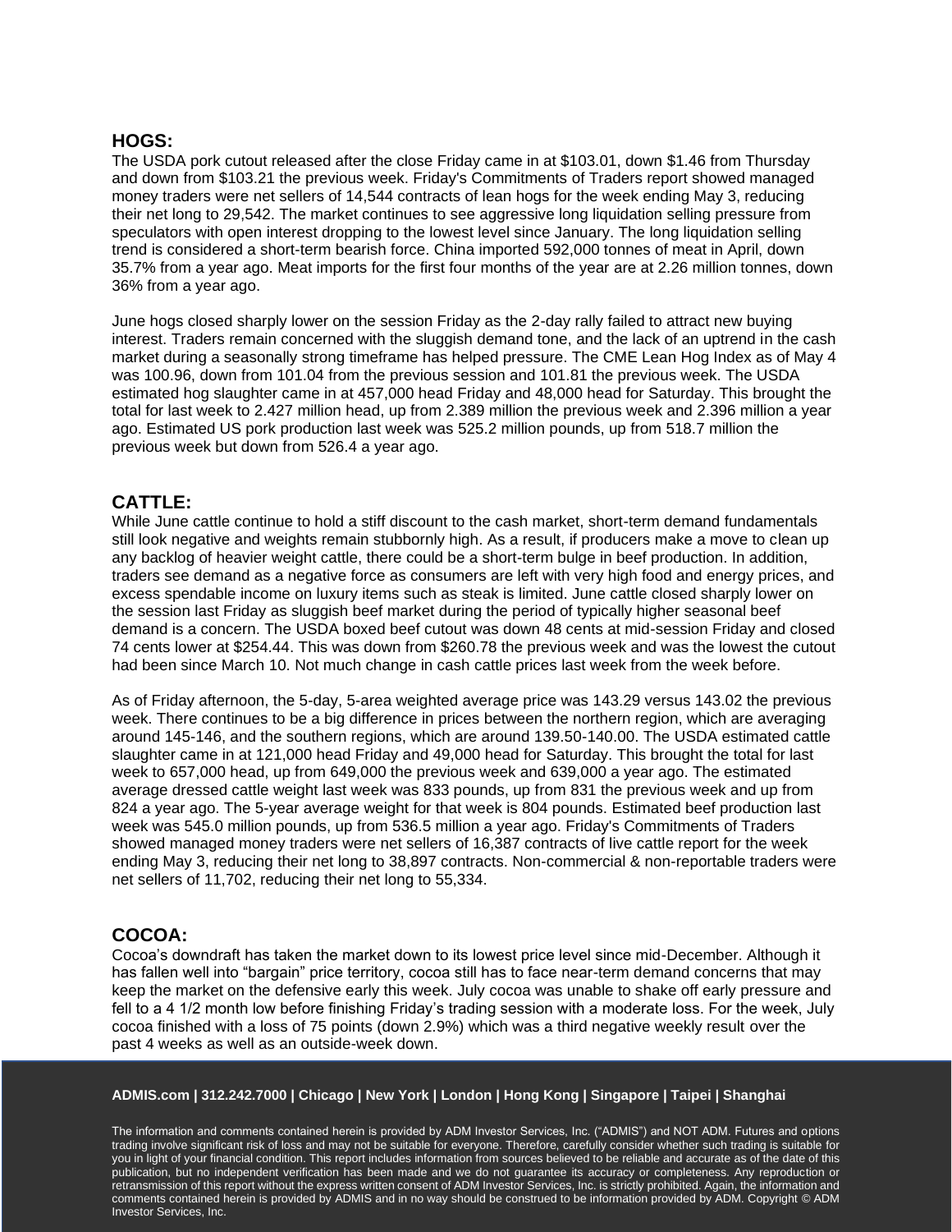## HOGS:

The USDA pork cutout released after the close Friday came in at $103.01, down $1.46 from Thursday and down from $103.21 the previous week. Friday's Commitments of Traders report showed managed money traders were net sellers of 14,544 contracts of lean hogs for the week ending May 3, reducing their net long to 29,542. The market continues to see aggressive long liquidation selling pressure from speculators with open interest dropping to the lowest level since January. The long liquidation selling trend is considered a short-term bearish force. China imported 592,000 tonnes of meat in April, down 35.7% from a year ago. Meat imports for the first four months of the year are at 2.26 million tonnes, down 36% from a year ago.

June hogs closed sharply lower on the session Friday as the 2-day rally failed to attract new buying interest. Traders remain concerned with the sluggish demand tone, and the lack of an uptrend in the cash market during a seasonally strong timeframe has helped pressure. The CME Lean Hog Index as of May 4 was 100.96, down from 101.04 from the previous session and 101.81 the previous week. The USDA estimated hog slaughter came in at 457,000 head Friday and 48,000 head for Saturday. This brought the total for last week to 2.427 million head, up from 2.389 million the previous week and 2.396 million a year ago. Estimated US pork production last week was 525.2 million pounds, up from 518.7 million the previous week but down from 526.4 a year ago.

## CATTLE:

While June cattle continue to hold a stiff discount to the cash market, short-term demand fundamentals still look negative and weights remain stubbornly high. As a result, if producers make a move to clean up any backlog of heavier weight cattle, there could be a short-term bulge in beef production. In addition, traders see demand as a negative force as consumers are left with very high food and energy prices, and excess spendable income on luxury items such as steak is limited. June cattle closed sharply lower on the session last Friday as sluggish beef market during the period of typically higher seasonal beef demand is a concern. The USDA boxed beef cutout was down 48 cents at mid-session Friday and closed 74 cents lower at $254.44. This was down from $260.78 the previous week and was the lowest the cutout had been since March 10. Not much change in cash cattle prices last week from the week before.

As of Friday afternoon, the 5-day, 5-area weighted average price was 143.29 versus 143.02 the previous week. There continues to be a big difference in prices between the northern region, which are averaging around 145-146, and the southern regions, which are around 139.50-140.00. The USDA estimated cattle slaughter came in at 121,000 head Friday and 49,000 head for Saturday. This brought the total for last week to 657,000 head, up from 649,000 the previous week and 639,000 a year ago. The estimated average dressed cattle weight last week was 833 pounds, up from 831 the previous week and up from 824 a year ago. The 5-year average weight for that week is 804 pounds. Estimated beef production last week was 545.0 million pounds, up from 536.5 million a year ago. Friday's Commitments of Traders showed managed money traders were net sellers of 16,387 contracts of live cattle report for the week ending May 3, reducing their net long to 38,897 contracts. Non-commercial & non-reportable traders were net sellers of 11,702, reducing their net long to 55,334.

## COCOA:

Cocoa's downdraft has taken the market down to its lowest price level since mid-December. Although it has fallen well into "bargain" price territory, cocoa still has to face near-term demand concerns that may keep the market on the defensive early this week. July cocoa was unable to shake off early pressure and fell to a 4 1/2 month low before finishing Friday's trading session with a moderate loss. For the week, July cocoa finished with a loss of 75 points (down 2.9%) which was a third negative weekly result over the past 4 weeks as well as an outside-week down.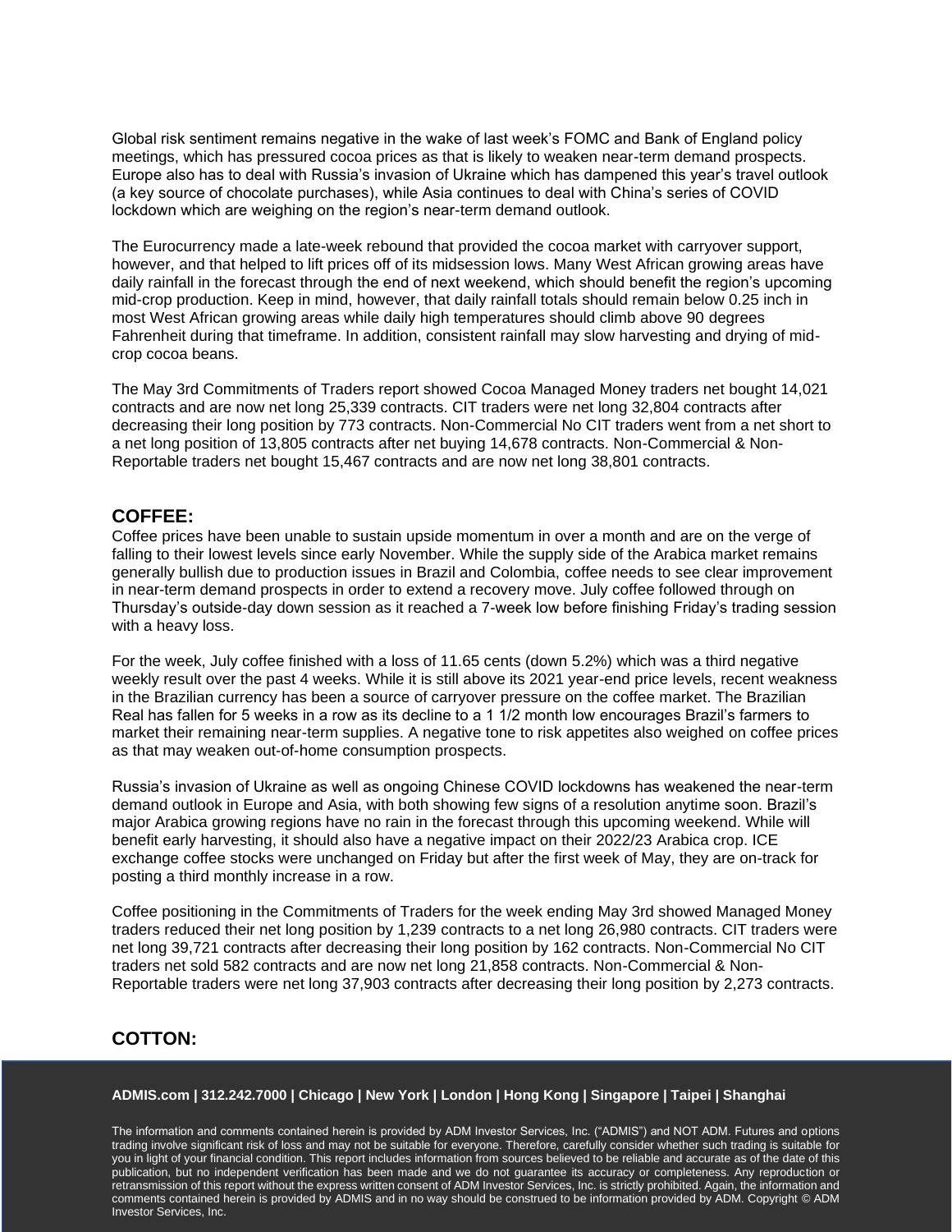Global risk sentiment remains negative in the wake of last week's FOMC and Bank of England policy meetings, which has pressured cocoa prices as that is likely to weaken near-term demand prospects. Europe also has to deal with Russia's invasion of Ukraine which has dampened this year's travel outlook (a key source of chocolate purchases), while Asia continues to deal with China's series of COVID lockdown which are weighing on the region's near-term demand outlook.

The Eurocurrency made a late-week rebound that provided the cocoa market with carryover support, however, and that helped to lift prices off of its midsession lows. Many West African growing areas have daily rainfall in the forecast through the end of next weekend, which should benefit the region's upcoming mid-crop production. Keep in mind, however, that daily rainfall totals should remain below 0.25 inch in most West African growing areas while daily high temperatures should climb above 90 degrees Fahrenheit during that timeframe. In addition, consistent rainfall may slow harvesting and drying of mid-crop cocoa beans.

The May 3rd Commitments of Traders report showed Cocoa Managed Money traders net bought 14,021 contracts and are now net long 25,339 contracts. CIT traders were net long 32,804 contracts after decreasing their long position by 773 contracts. Non-Commercial No CIT traders went from a net short to a net long position of 13,805 contracts after net buying 14,678 contracts. Non-Commercial & Non-Reportable traders net bought 15,467 contracts and are now net long 38,801 contracts.

## COFFEE:

Coffee prices have been unable to sustain upside momentum in over a month and are on the verge of falling to their lowest levels since early November. While the supply side of the Arabica market remains generally bullish due to production issues in Brazil and Colombia, coffee needs to see clear improvement in near-term demand prospects in order to extend a recovery move. July coffee followed through on Thursday's outside-day down session as it reached a 7-week low before finishing Friday's trading session with a heavy loss.

For the week, July coffee finished with a loss of 11.65 cents (down 5.2%) which was a third negative weekly result over the past 4 weeks. While it is still above its 2021 year-end price levels, recent weakness in the Brazilian currency has been a source of carryover pressure on the coffee market. The Brazilian Real has fallen for 5 weeks in a row as its decline to a 1 1/2 month low encourages Brazil's farmers to market their remaining near-term supplies. A negative tone to risk appetites also weighed on coffee prices as that may weaken out-of-home consumption prospects.

Russia's invasion of Ukraine as well as ongoing Chinese COVID lockdowns has weakened the near-term demand outlook in Europe and Asia, with both showing few signs of a resolution anytime soon. Brazil's major Arabica growing regions have no rain in the forecast through this upcoming weekend. While will benefit early harvesting, it should also have a negative impact on their 2022/23 Arabica crop. ICE exchange coffee stocks were unchanged on Friday but after the first week of May, they are on-track for posting a third monthly increase in a row.

Coffee positioning in the Commitments of Traders for the week ending May 3rd showed Managed Money traders reduced their net long position by 1,239 contracts to a net long 26,980 contracts. CIT traders were net long 39,721 contracts after decreasing their long position by 162 contracts. Non-Commercial No CIT traders net sold 582 contracts and are now net long 21,858 contracts. Non-Commercial & Non-Reportable traders were net long 37,903 contracts after decreasing their long position by 2,273 contracts.

## COTTON: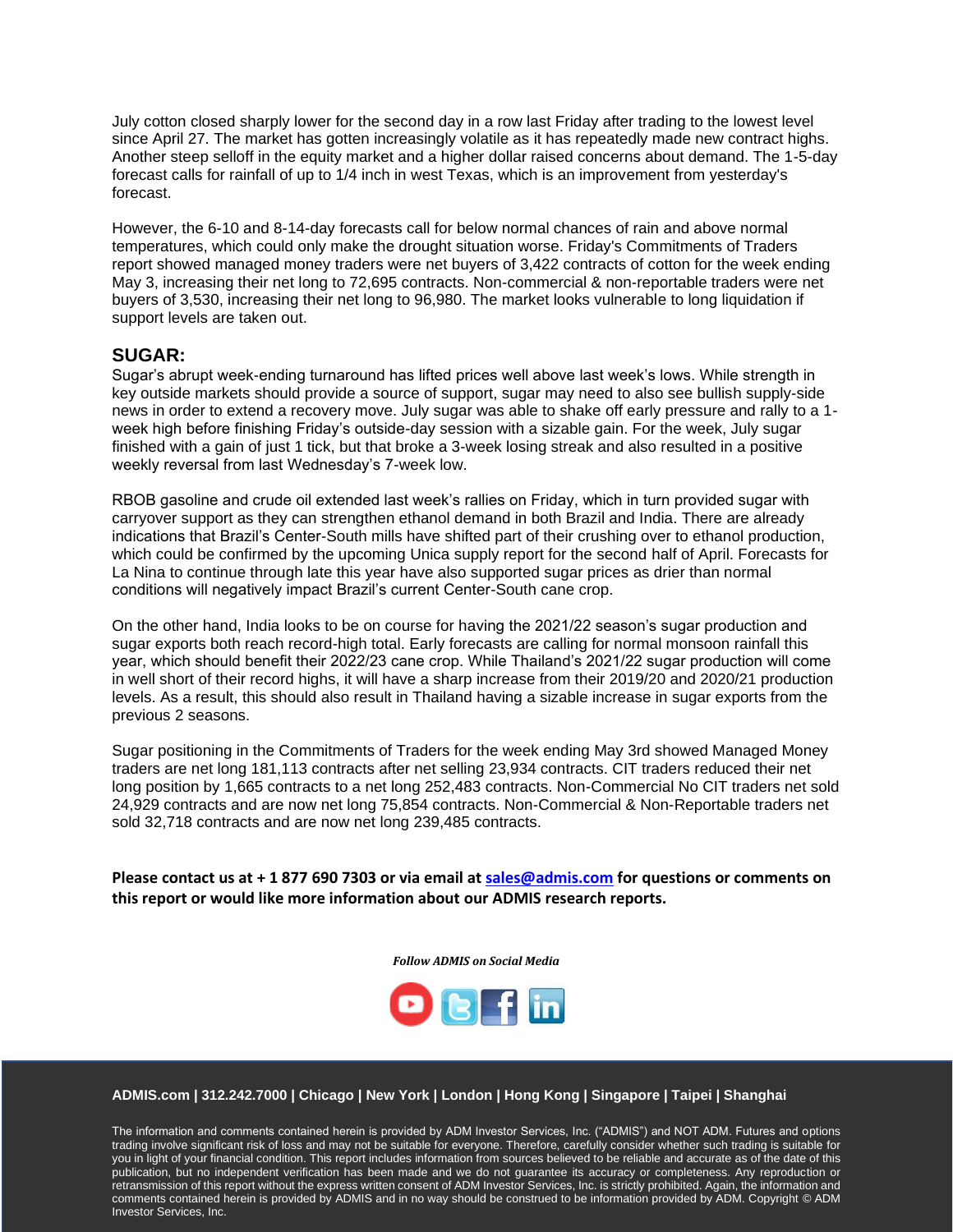July cotton closed sharply lower for the second day in a row last Friday after trading to the lowest level since April 27. The market has gotten increasingly volatile as it has repeatedly made new contract highs. Another steep selloff in the equity market and a higher dollar raised concerns about demand. The 1-5-day forecast calls for rainfall of up to 1/4 inch in west Texas, which is an improvement from yesterday's forecast.

However, the 6-10 and 8-14-day forecasts call for below normal chances of rain and above normal temperatures, which could only make the drought situation worse. Friday's Commitments of Traders report showed managed money traders were net buyers of 3,422 contracts of cotton for the week ending May 3, increasing their net long to 72,695 contracts. Non-commercial & non-reportable traders were net buyers of 3,530, increasing their net long to 96,980. The market looks vulnerable to long liquidation if support levels are taken out.

## SUGAR:

Sugar's abrupt week-ending turnaround has lifted prices well above last week's lows. While strength in key outside markets should provide a source of support, sugar may need to also see bullish supply-side news in order to extend a recovery move. July sugar was able to shake off early pressure and rally to a 1-week high before finishing Friday's outside-day session with a sizable gain. For the week, July sugar finished with a gain of just 1 tick, but that broke a 3-week losing streak and also resulted in a positive weekly reversal from last Wednesday's 7-week low.

RBOB gasoline and crude oil extended last week's rallies on Friday, which in turn provided sugar with carryover support as they can strengthen ethanol demand in both Brazil and India. There are already indications that Brazil's Center-South mills have shifted part of their crushing over to ethanol production, which could be confirmed by the upcoming Unica supply report for the second half of April. Forecasts for La Nina to continue through late this year have also supported sugar prices as drier than normal conditions will negatively impact Brazil's current Center-South cane crop.

On the other hand, India looks to be on course for having the 2021/22 season's sugar production and sugar exports both reach record-high total. Early forecasts are calling for normal monsoon rainfall this year, which should benefit their 2022/23 cane crop. While Thailand's 2021/22 sugar production will come in well short of their record highs, it will have a sharp increase from their 2019/20 and 2020/21 production levels. As a result, this should also result in Thailand having a sizable increase in sugar exports from the previous 2 seasons.

Sugar positioning in the Commitments of Traders for the week ending May 3rd showed Managed Money traders are net long 181,113 contracts after net selling 23,934 contracts. CIT traders reduced their net long position by 1,665 contracts to a net long 252,483 contracts. Non-Commercial No CIT traders net sold 24,929 contracts and are now net long 75,854 contracts. Non-Commercial & Non-Reportable traders net sold 32,718 contracts and are now net long 239,485 contracts.

**Please contact us at + 1 877 690 7303 or via email at sales@admis.com for questions or comments on this report or would like more information about our ADMIS research reports.**

***Follow ADMIS on Social Media***

**ADMIS.com | 312.242.7000 | Chicago | New York | London | Hong Kong | Singapore | Taipei | Shanghai**

The information and comments contained herein is provided by ADM Investor Services, Inc. ("ADMIS") and NOT ADM. Futures and options trading involve significant risk of loss and may not be suitable for everyone. Therefore, carefully consider whether such trading is suitable for you in light of your financial condition. This report includes information from sources believed to be reliable and accurate as of the date of this publication, but no independent verification has been made and we do not guarantee its accuracy or completeness. Any reproduction or retransmission of this report without the express written consent of ADM Investor Services, Inc. is strictly prohibited. Again, the information and comments contained herein is provided by ADMIS and in no way should be construed to be information provided by ADM. Copyright © ADM Investor Services, Inc.